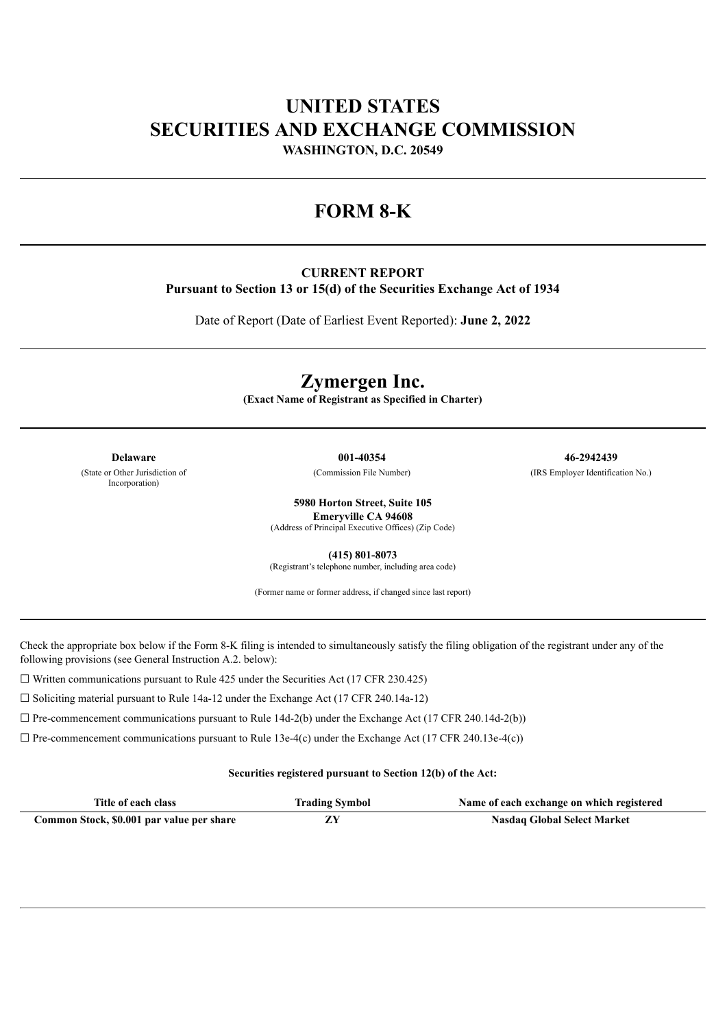# UNITED STATES
# SECURITIES AND EXCHANGE COMMISSION

**WASHINGTON, D.C. 20549**

---

# FORM 8-K

---

**CURRENT REPORT**
**Pursuant to Section 13 or 15(d) of the Securities Exchange Act of 1934**

Date of Report (Date of Earliest Event Reported): **June 2, 2022**

---

# Zymergen Inc.

**(Exact Name of Registrant as Specified in Charter)**

---

| **Delaware** | **001-40354** | **46-2942439** |
|---|---|---|
| (State or Other Jurisdiction of Incorporation) | (Commission File Number) | (IRS Employer Identification No.) |

**5980 Horton Street, Suite 105**
**Emeryville CA 94608**
(Address of Principal Executive Offices) (Zip Code)

**(415) 801-8073**
(Registrant's telephone number, including area code)

(Former name or former address, if changed since last report)

---

Check the appropriate box below if the Form 8-K filing is intended to simultaneously satisfy the filing obligation of the registrant under any of the following provisions (see General Instruction A.2. below):

☐ Written communications pursuant to Rule 425 under the Securities Act (17 CFR 230.425)

☐ Soliciting material pursuant to Rule 14a-12 under the Exchange Act (17 CFR 240.14a-12)

☐ Pre-commencement communications pursuant to Rule 14d-2(b) under the Exchange Act (17 CFR 240.14d-2(b))

☐ Pre-commencement communications pursuant to Rule 13e-4(c) under the Exchange Act (17 CFR 240.13e-4(c))

**Securities registered pursuant to Section 12(b) of the Act:**

| Title of each class | Trading Symbol | Name of each exchange on which registered |
|---|---|---|
| **Common Stock, $0.001 par value per share** | **ZY** | **Nasdaq Global Select Market** |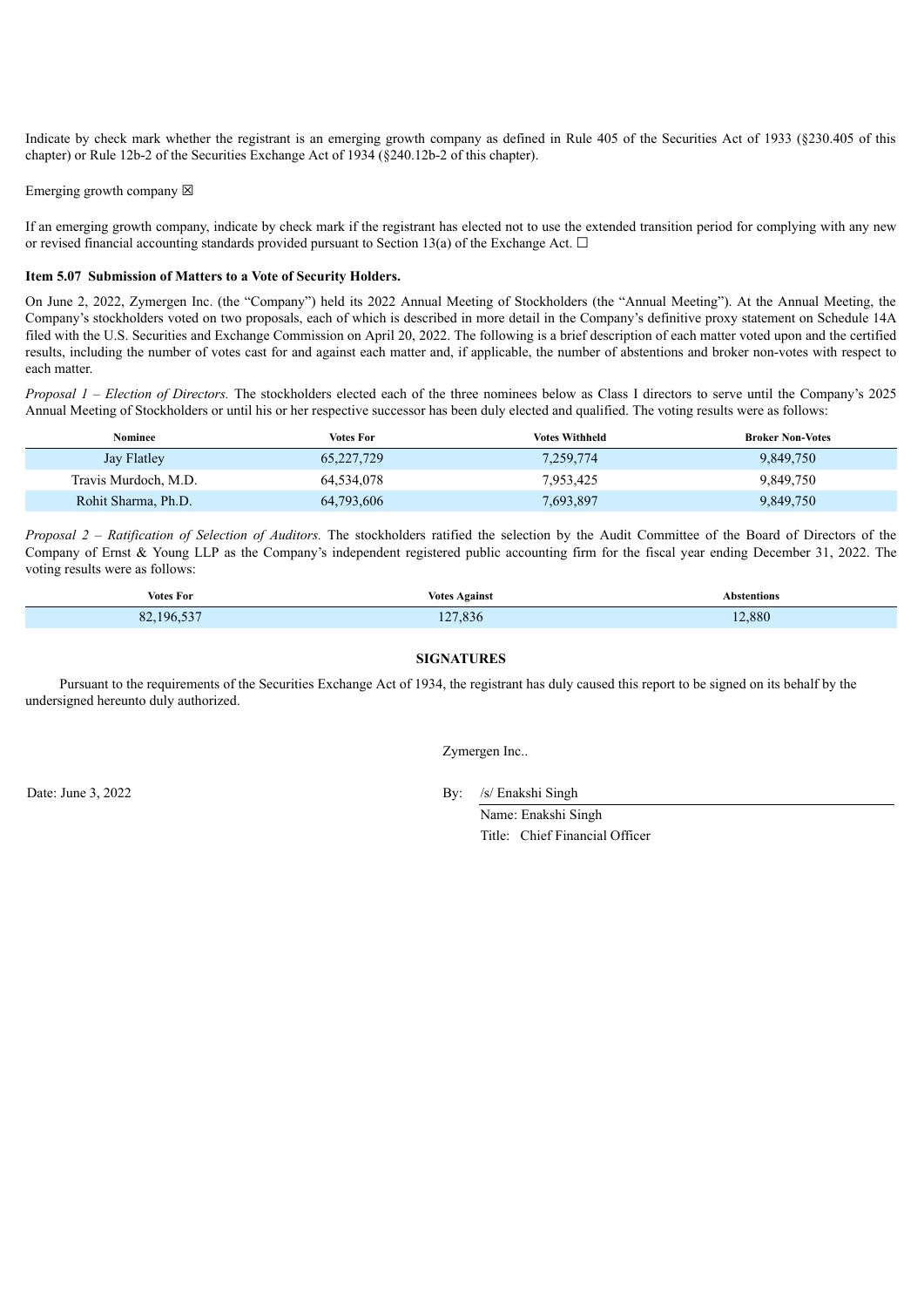Indicate by check mark whether the registrant is an emerging growth company as defined in Rule 405 of the Securities Act of 1933 (§230.405 of this chapter) or Rule 12b-2 of the Securities Exchange Act of 1934 (§240.12b-2 of this chapter).

Emerging growth company ☒

If an emerging growth company, indicate by check mark if the registrant has elected not to use the extended transition period for complying with any new or revised financial accounting standards provided pursuant to Section 13(a) of the Exchange Act. ☐

**Item 5.07 Submission of Matters to a Vote of Security Holders.**

On June 2, 2022, Zymergen Inc. (the "Company") held its 2022 Annual Meeting of Stockholders (the "Annual Meeting"). At the Annual Meeting, the Company's stockholders voted on two proposals, each of which is described in more detail in the Company's definitive proxy statement on Schedule 14A filed with the U.S. Securities and Exchange Commission on April 20, 2022. The following is a brief description of each matter voted upon and the certified results, including the number of votes cast for and against each matter and, if applicable, the number of abstentions and broker non-votes with respect to each matter.

*Proposal 1 – Election of Directors.* The stockholders elected each of the three nominees below as Class I directors to serve until the Company's 2025 Annual Meeting of Stockholders or until his or her respective successor has been duly elected and qualified. The voting results were as follows:

| Nominee | Votes For | Votes Withheld | Broker Non-Votes |
|---|---|---|---|
| Jay Flatley | 65,227,729 | 7,259,774 | 9,849,750 |
| Travis Murdoch, M.D. | 64,534,078 | 7,953,425 | 9,849,750 |
| Rohit Sharma, Ph.D. | 64,793,606 | 7,693,897 | 9,849,750 |

*Proposal 2 – Ratification of Selection of Auditors.* The stockholders ratified the selection by the Audit Committee of the Board of Directors of the Company of Ernst & Young LLP as the Company's independent registered public accounting firm for the fiscal year ending December 31, 2022. The voting results were as follows:

| Votes For | Votes Against | Abstentions |
|---|---|---|
| 82,196,537 | 127,836 | 12,880 |

**SIGNATURES**

Pursuant to the requirements of the Securities Exchange Act of 1934, the registrant has duly caused this report to be signed on its behalf by the undersigned hereunto duly authorized.

Zymergen Inc..

Date: June 3, 2022

By: /s/ Enakshi Singh

Name: Enakshi Singh

Title: Chief Financial Officer